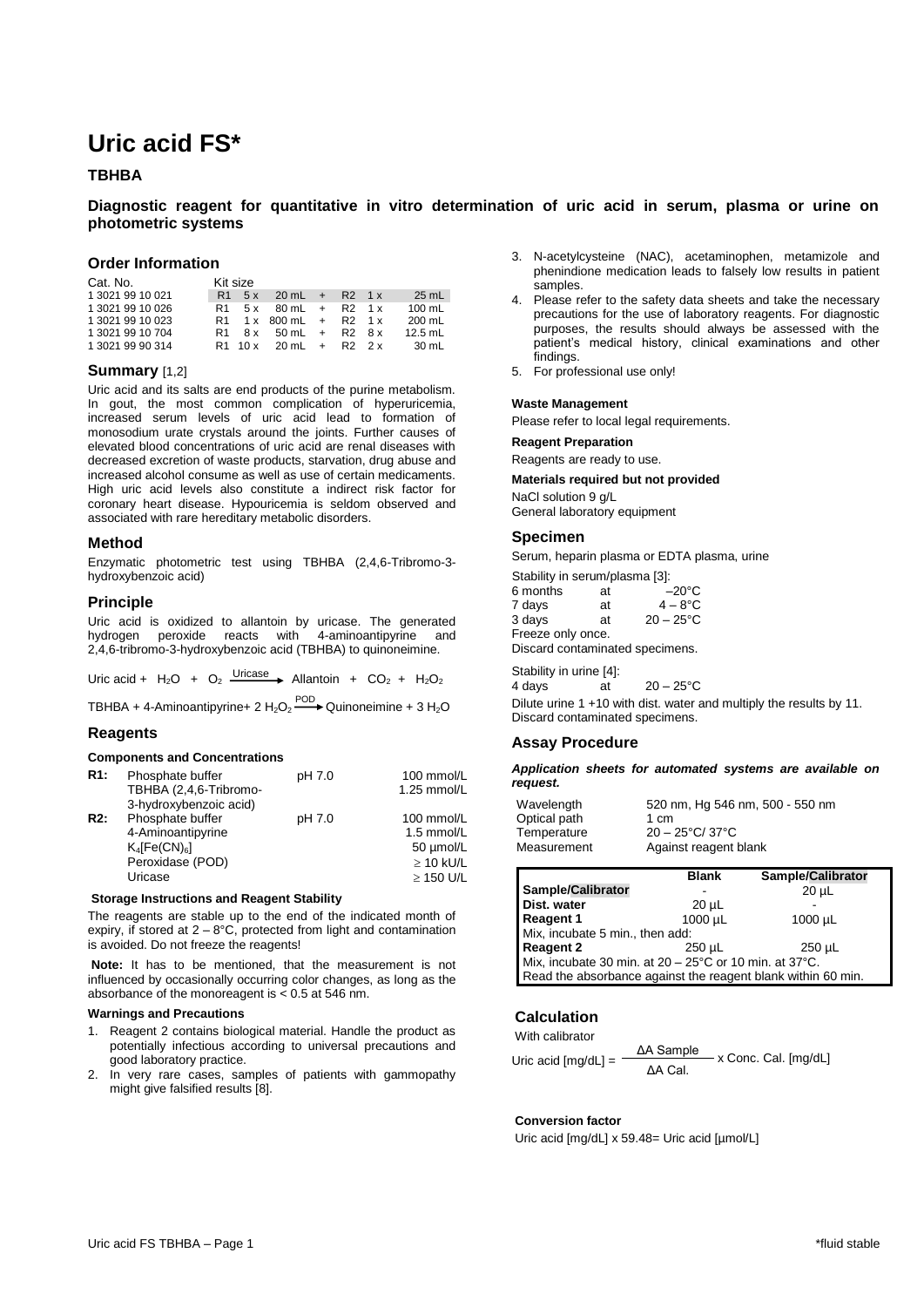# Uric acid FS*

## TBHBA

### Diagnostic reagent for quantitative in vitro determination of uric acid in serum, plasma or urine on photometric systems

## Order Information

| Cat. No. | Kit size | | | | | | | |
|---|---|---|---|---|---|---|---|---|
| 1 3021 99 10 021 | R1 | 5 x | 20 mL | + | R2 | 1 x | 25 mL |
| 1 3021 99 10 026 | R1 | 5 x | 80 mL | + | R2 | 1 x | 100 mL |
| 1 3021 99 10 023 | R1 | 1 x | 800 mL | + | R2 | 1 x | 200 mL |
| 1 3021 99 10 704 | R1 | 8 x | 50 mL | + | R2 | 8 x | 12.5 mL |
| 1 3021 99 90 314 | R1 | 10 x | 20 mL | + | R2 | 2 x | 30 mL |

## Summary [1,2]

Uric acid and its salts are end products of the purine metabolism. In gout, the most common complication of hyperuricemia, increased serum levels of uric acid lead to formation of monosodium urate crystals around the joints. Further causes of elevated blood concentrations of uric acid are renal diseases with decreased excretion of waste products, starvation, drug abuse and increased alcohol consume as well as use of certain medicaments. High uric acid levels also constitute a indirect risk factor for coronary heart disease. Hypouricemia is seldom observed and associated with rare hereditary metabolic disorders.

## Method

Enzymatic photometric test using TBHBA (2,4,6-Tribromo-3-hydroxybenzoic acid)

## Principle

Uric acid is oxidized to allantoin by uricase. The generated hydrogen peroxide reacts with 4-aminoantipyrine and 2,4,6-tribromo-3-hydroxybenzoic acid (TBHBA) to quinoneimine.

$$\text{Uric acid} + H_2O + O_2 \xrightarrow{\text{Uricase}} \text{Allantoin} + CO_2 + H_2O_2$$

$$\text{TBHBA} + \text{4-Aminoantipyrine} + 2\ H_2O_2 \xrightarrow{\text{POD}} \text{Quinoneimine} + 3\ H_2O$$

## Reagents

#### Components and Concentrations

| | | | |
|---|---|---|---|
| **R1:** | Phosphate buffer | pH 7.0 | 100 mmol/L |
| | TBHBA (2,4,6-Tribromo-3-hydroxybenzoic acid) | | 1.25 mmol/L |
| **R2:** | Phosphate buffer | pH 7.0 | 100 mmol/L |
| | 4-Aminoantipyrine | | 1.5 mmol/L |
| | $K_4[Fe(CN)_6]$ | | 50 µmol/L |
| | Peroxidase (POD) | | ≥ 10 kU/L |
| | Uricase | | ≥ 150 U/L |

#### Storage Instructions and Reagent Stability

The reagents are stable up to the end of the indicated month of expiry, if stored at 2 – 8°C, protected from light and contamination is avoided. Do not freeze the reagents!

**Note:** It has to be mentioned, that the measurement is not influenced by occasionally occurring color changes, as long as the absorbance of the monoreagent is < 0.5 at 546 nm.

#### Warnings and Precautions

1. Reagent 2 contains biological material. Handle the product as potentially infectious according to universal precautions and good laboratory practice.
2. In very rare cases, samples of patients with gammopathy might give falsified results [8].
3. N-acetylcysteine (NAC), acetaminophen, metamizole and phenindione medication leads to falsely low results in patient samples.
4. Please refer to the safety data sheets and take the necessary precautions for the use of laboratory reagents. For diagnostic purposes, the results should always be assessed with the patient's medical history, clinical examinations and other findings.
5. For professional use only!

#### Waste Management

Please refer to local legal requirements.

#### Reagent Preparation

Reagents are ready to use.

#### Materials required but not provided

NaCl solution 9 g/L
General laboratory equipment

## Specimen

Serum, heparin plasma or EDTA plasma, urine

Stability in serum/plasma [3]:

| | | |
|---|---|---|
| 6 months | at | –20°C |
| 7 days | at | 4 – 8°C |
| 3 days | at | 20 – 25°C |

Freeze only once.
Discard contaminated specimens.

Stability in urine [4]:
4 days at 20 – 25°C

Dilute urine 1 +10 with dist. water and multiply the results by 11.
Discard contaminated specimens.

## Assay Procedure

***Application sheets for automated systems are available on request.***

| | |
|---|---|
| Wavelength | 520 nm, Hg 546 nm, 500 - 550 nm |
| Optical path | 1 cm |
| Temperature | 20 – 25°C/ 37°C |
| Measurement | Against reagent blank |

| | Blank | Sample/Calibrator |
|---|---|---|
| **Sample/Calibrator** | - | 20 µL |
| **Dist. water** | 20 µL | - |
| **Reagent 1** | 1000 µL | 1000 µL |
| Mix, incubate 5 min., then add: | | |
| **Reagent 2** | 250 µL | 250 µL |
| Mix, incubate 30 min. at 20 – 25°C or 10 min. at 37°C. | | |
| Read the absorbance against the reagent blank within 60 min. | | |

## Calculation

With calibrator

$$\text{Uric acid [mg/dL]} = \frac{\Delta A\ \text{Sample}}{\Delta A\ \text{Cal.}} \times \text{Conc. Cal. [mg/dL]}$$

#### Conversion factor

Uric acid [mg/dL] x 59.48= Uric acid [µmol/L]

*fluid stable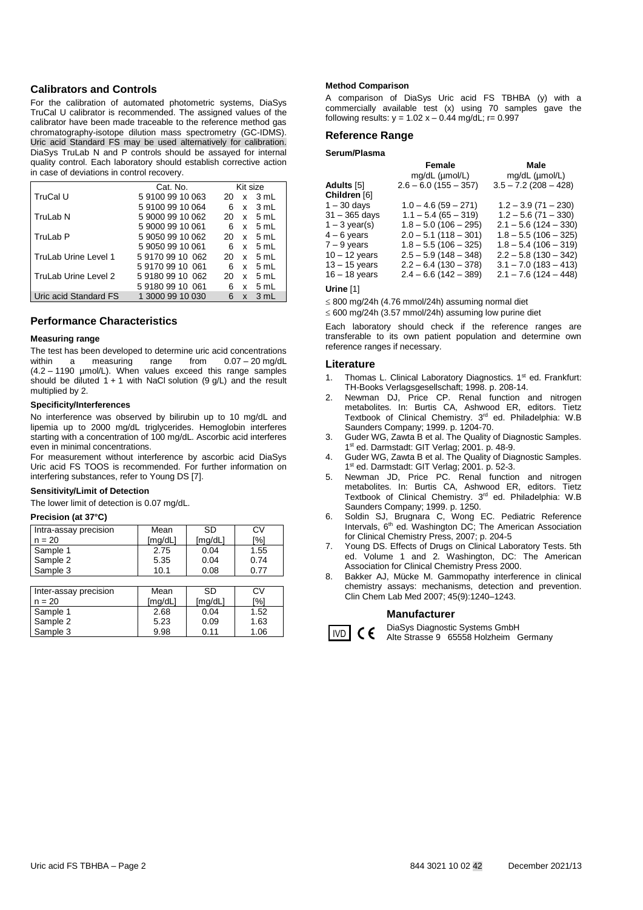## Calibrators and Controls

For the calibration of automated photometric systems, DiaSys TruCal U calibrator is recommended. The assigned values of the calibrator have been made traceable to the reference method gas chromatography-isotope dilution mass spectrometry (GC-IDMS). Uric acid Standard FS may be used alternatively for calibration. DiaSys TruLab N and P controls should be assayed for internal quality control. Each laboratory should establish corrective action in case of deviations in control recovery.

| | Cat. No. | Kit size |
|---|---|---|
| TruCal U | 5 9100 99 10 063 | 20 x 3 mL |
| | 5 9100 99 10 064 | 6 x 3 mL |
| TruLab N | 5 9000 99 10 062 | 20 x 5 mL |
| | 5 9000 99 10 061 | 6 x 5 mL |
| TruLab P | 5 9050 99 10 062 | 20 x 5 mL |
| | 5 9050 99 10 061 | 6 x 5 mL |
| TruLab Urine Level 1 | 5 9170 99 10 062 | 20 x 5 mL |
| | 5 9170 99 10 061 | 6 x 5 mL |
| TruLab Urine Level 2 | 5 9180 99 10 062 | 20 x 5 mL |
| | 5 9180 99 10 061 | 6 x 5 mL |
| Uric acid Standard FS | 1 3000 99 10 030 | 6 x 3 mL |

## Performance Characteristics

#### Measuring range

The test has been developed to determine uric acid concentrations within a measuring range from 0.07 – 20 mg/dL (4.2 – 1190 µmol/L). When values exceed this range samples should be diluted 1 + 1 with NaCl solution (9 g/L) and the result multiplied by 2.

#### Specificity/Interferences

No interference was observed by bilirubin up to 10 mg/dL and lipemia up to 2000 mg/dL triglycerides. Hemoglobin interferes starting with a concentration of 100 mg/dL. Ascorbic acid interferes even in minimal concentrations.

For measurement without interference by ascorbic acid DiaSys Uric acid FS TOOS is recommended. For further information on interfering substances, refer to Young DS [7].

#### Sensitivity/Limit of Detection

The lower limit of detection is 0.07 mg/dL.

#### Precision (at 37°C)

| Intra-assay precision n = 20 | Mean [mg/dL] | SD [mg/dL] | CV [%] |
|---|---|---|---|
| Sample 1 | 2.75 | 0.04 | 1.55 |
| Sample 2 | 5.35 | 0.04 | 0.74 |
| Sample 3 | 10.1 | 0.08 | 0.77 |

| Inter-assay precision n = 20 | Mean [mg/dL] | SD [mg/dL] | CV [%] |
|---|---|---|---|
| Sample 1 | 2.68 | 0.04 | 1.52 |
| Sample 2 | 5.23 | 0.09 | 1.63 |
| Sample 3 | 9.98 | 0.11 | 1.06 |

#### Method Comparison

A comparison of DiaSys Uric acid FS TBHBA (y) with a commercially available test (x) using 70 samples gave the following results: $y = 1.02\,x - 0.44$ mg/dL; $r = 0.997$

## Reference Range

#### Serum/Plasma

| | Female mg/dL (µmol/L) | Male mg/dL (µmol/L) |
|---|---|---|
| **Adults** [5] | 2.6 – 6.0 (155 – 357) | 3.5 – 7.2 (208 – 428) |
| **Children** [6] | | |
| 1 – 30 days | 1.0 – 4.6 (59 – 271) | 1.2 – 3.9 (71 – 230) |
| 31 – 365 days | 1.1 – 5.4 (65 – 319) | 1.2 – 5.6 (71 – 330) |
| 1 – 3 year(s) | 1.8 – 5.0 (106 – 295) | 2.1 – 5.6 (124 – 330) |
| 4 – 6 years | 2.0 – 5.1 (118 – 301) | 1.8 – 5.5 (106 – 325) |
| 7 – 9 years | 1.8 – 5.5 (106 – 325) | 1.8 – 5.4 (106 – 319) |
| 10 – 12 years | 2.5 – 5.9 (148 – 348) | 2.2 – 5.8 (130 – 342) |
| 13 – 15 years | 2.2 – 6.4 (130 – 378) | 3.1 – 7.0 (183 – 413) |
| 16 – 18 years | 2.4 – 6.6 (142 – 389) | 2.1 – 7.6 (124 – 448) |

#### Urine [1]

≤ 800 mg/24h (4.76 mmol/24h) assuming normal diet

≤ 600 mg/24h (3.57 mmol/24h) assuming low purine diet

Each laboratory should check if the reference ranges are transferable to its own patient population and determine own reference ranges if necessary.

## Literature

1. Thomas L. Clinical Laboratory Diagnostics. 1st ed. Frankfurt: TH-Books Verlagsgesellschaft; 1998. p. 208-14.
2. Newman DJ, Price CP. Renal function and nitrogen metabolites. In: Burtis CA, Ashwood ER, editors. Tietz Textbook of Clinical Chemistry. 3rd ed. Philadelphia: W.B Saunders Company; 1999. p. 1204-70.
3. Guder WG, Zawta B et al. The Quality of Diagnostic Samples. 1st ed. Darmstadt: GIT Verlag; 2001. p. 48-9.
4. Guder WG, Zawta B et al. The Quality of Diagnostic Samples. 1st ed. Darmstadt: GIT Verlag; 2001. p. 52-3.
5. Newman JD, Price PC. Renal function and nitrogen metabolites. In: Burtis CA, Ashwood ER, editors. Tietz Textbook of Clinical Chemistry. 3rd ed. Philadelphia: W.B Saunders Company; 1999. p. 1250.
6. Soldin SJ, Brugnara C, Wong EC. Pediatric Reference Intervals, 6th ed. Washington DC; The American Association for Clinical Chemistry Press, 2007; p. 204-5
7. Young DS. Effects of Drugs on Clinical Laboratory Tests. 5th ed. Volume 1 and 2. Washington, DC: The American Association for Clinical Chemistry Press 2000.
8. Bakker AJ, Mücke M. Gammopathy interference in clinical chemistry assays: mechanisms, detection and prevention. Clin Chem Lab Med 2007; 45(9):1240–1243.

## Manufacturer

IVD CE

DiaSys Diagnostic Systems GmbH
Alte Strasse 9 65558 Holzheim Germany